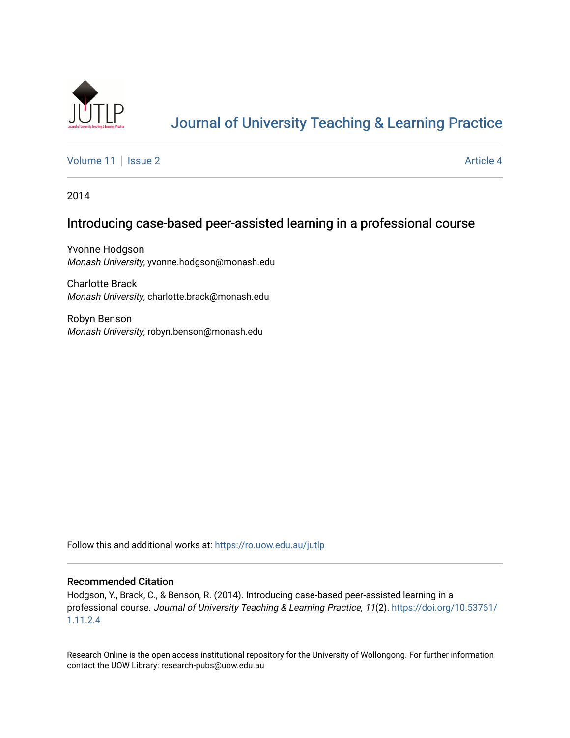# Journal of University Teaching & Learning Practice

Volume 11 | Issue 2 | Article 4

2014

## Introducing case-based peer-assisted learning in a professional course

Yvonne Hodgson
*Monash University*, yvonne.hodgson@monash.edu

Charlotte Brack
*Monash University*, charlotte.brack@monash.edu

Robyn Benson
*Monash University*, robyn.benson@monash.edu

Follow this and additional works at: https://ro.uow.edu.au/jutlp

### Recommended Citation

Hodgson, Y., Brack, C., & Benson, R. (2014). Introducing case-based peer-assisted learning in a professional course. *Journal of University Teaching & Learning Practice, 11*(2). https://doi.org/10.53761/1.11.2.4

Research Online is the open access institutional repository for the University of Wollongong. For further information contact the UOW Library: research-pubs@uow.edu.au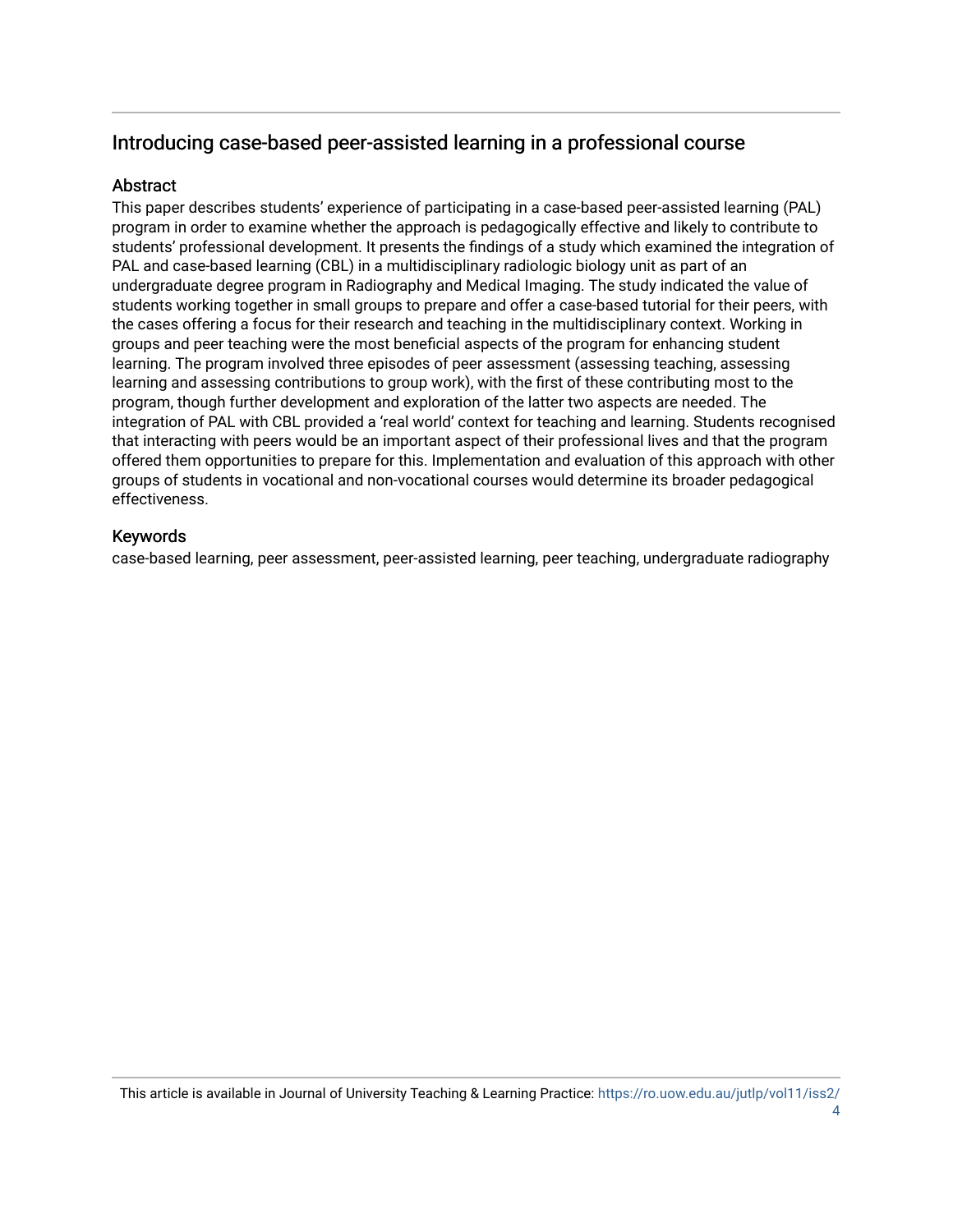## Introducing case-based peer-assisted learning in a professional course

### Abstract

This paper describes students' experience of participating in a case-based peer-assisted learning (PAL) program in order to examine whether the approach is pedagogically effective and likely to contribute to students' professional development. It presents the findings of a study which examined the integration of PAL and case-based learning (CBL) in a multidisciplinary radiologic biology unit as part of an undergraduate degree program in Radiography and Medical Imaging. The study indicated the value of students working together in small groups to prepare and offer a case-based tutorial for their peers, with the cases offering a focus for their research and teaching in the multidisciplinary context. Working in groups and peer teaching were the most beneficial aspects of the program for enhancing student learning. The program involved three episodes of peer assessment (assessing teaching, assessing learning and assessing contributions to group work), with the first of these contributing most to the program, though further development and exploration of the latter two aspects are needed. The integration of PAL with CBL provided a 'real world' context for teaching and learning. Students recognised that interacting with peers would be an important aspect of their professional lives and that the program offered them opportunities to prepare for this. Implementation and evaluation of this approach with other groups of students in vocational and non-vocational courses would determine its broader pedagogical effectiveness.

### Keywords

case-based learning, peer assessment, peer-assisted learning, peer teaching, undergraduate radiography

This article is available in Journal of University Teaching & Learning Practice: https://ro.uow.edu.au/jutlp/vol11/iss2/4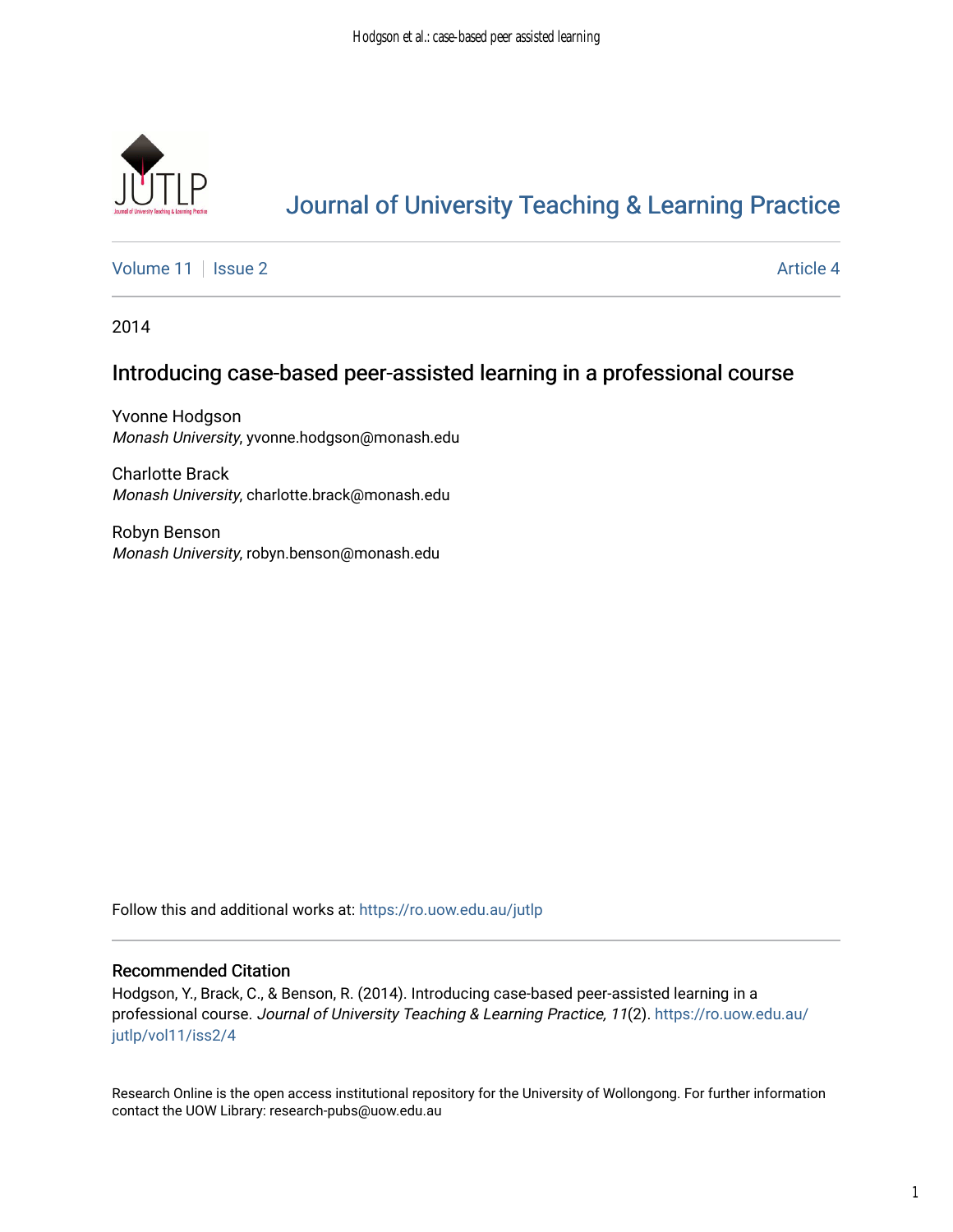# Journal of University Teaching & Learning Practice

Volume 11 | Issue 2 | Article 4

2014

## Introducing case-based peer-assisted learning in a professional course

Yvonne Hodgson
*Monash University*, yvonne.hodgson@monash.edu

Charlotte Brack
*Monash University*, charlotte.brack@monash.edu

Robyn Benson
*Monash University*, robyn.benson@monash.edu

Follow this and additional works at: https://ro.uow.edu.au/jutlp

### Recommended Citation

Hodgson, Y., Brack, C., & Benson, R. (2014). Introducing case-based peer-assisted learning in a professional course. *Journal of University Teaching & Learning Practice, 11*(2). https://ro.uow.edu.au/jutlp/vol11/iss2/4

Research Online is the open access institutional repository for the University of Wollongong. For further information contact the UOW Library: research-pubs@uow.edu.au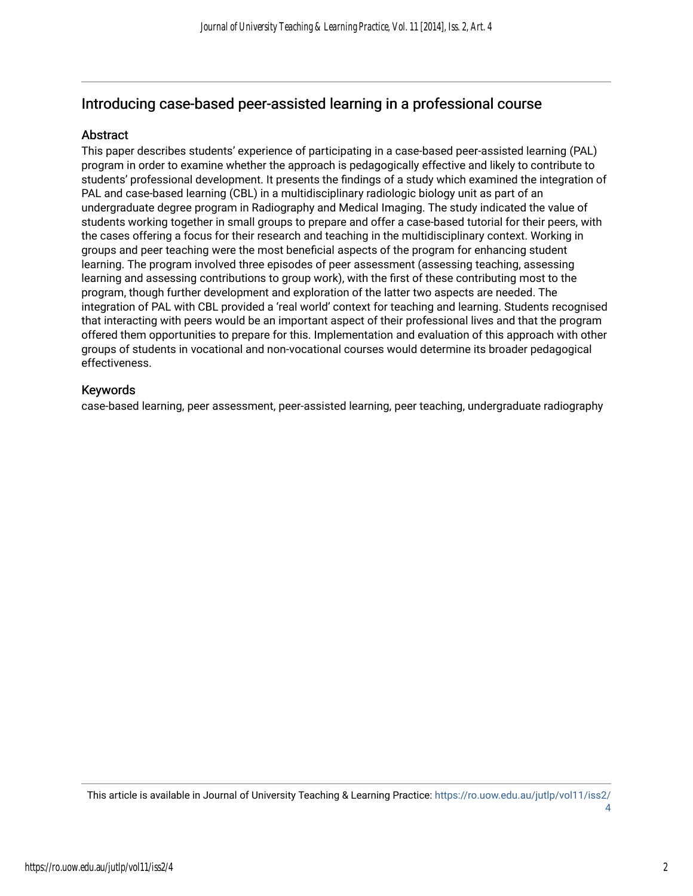# Introducing case-based peer-assisted learning in a professional course

## Abstract

This paper describes students' experience of participating in a case-based peer-assisted learning (PAL) program in order to examine whether the approach is pedagogically effective and likely to contribute to students' professional development. It presents the findings of a study which examined the integration of PAL and case-based learning (CBL) in a multidisciplinary radiologic biology unit as part of an undergraduate degree program in Radiography and Medical Imaging. The study indicated the value of students working together in small groups to prepare and offer a case-based tutorial for their peers, with the cases offering a focus for their research and teaching in the multidisciplinary context. Working in groups and peer teaching were the most beneficial aspects of the program for enhancing student learning. The program involved three episodes of peer assessment (assessing teaching, assessing learning and assessing contributions to group work), with the first of these contributing most to the program, though further development and exploration of the latter two aspects are needed. The integration of PAL with CBL provided a 'real world' context for teaching and learning. Students recognised that interacting with peers would be an important aspect of their professional lives and that the program offered them opportunities to prepare for this. Implementation and evaluation of this approach with other groups of students in vocational and non-vocational courses would determine its broader pedagogical effectiveness.

## Keywords

case-based learning, peer assessment, peer-assisted learning, peer teaching, undergraduate radiography

This article is available in Journal of University Teaching & Learning Practice: https://ro.uow.edu.au/jutlp/vol11/iss2/4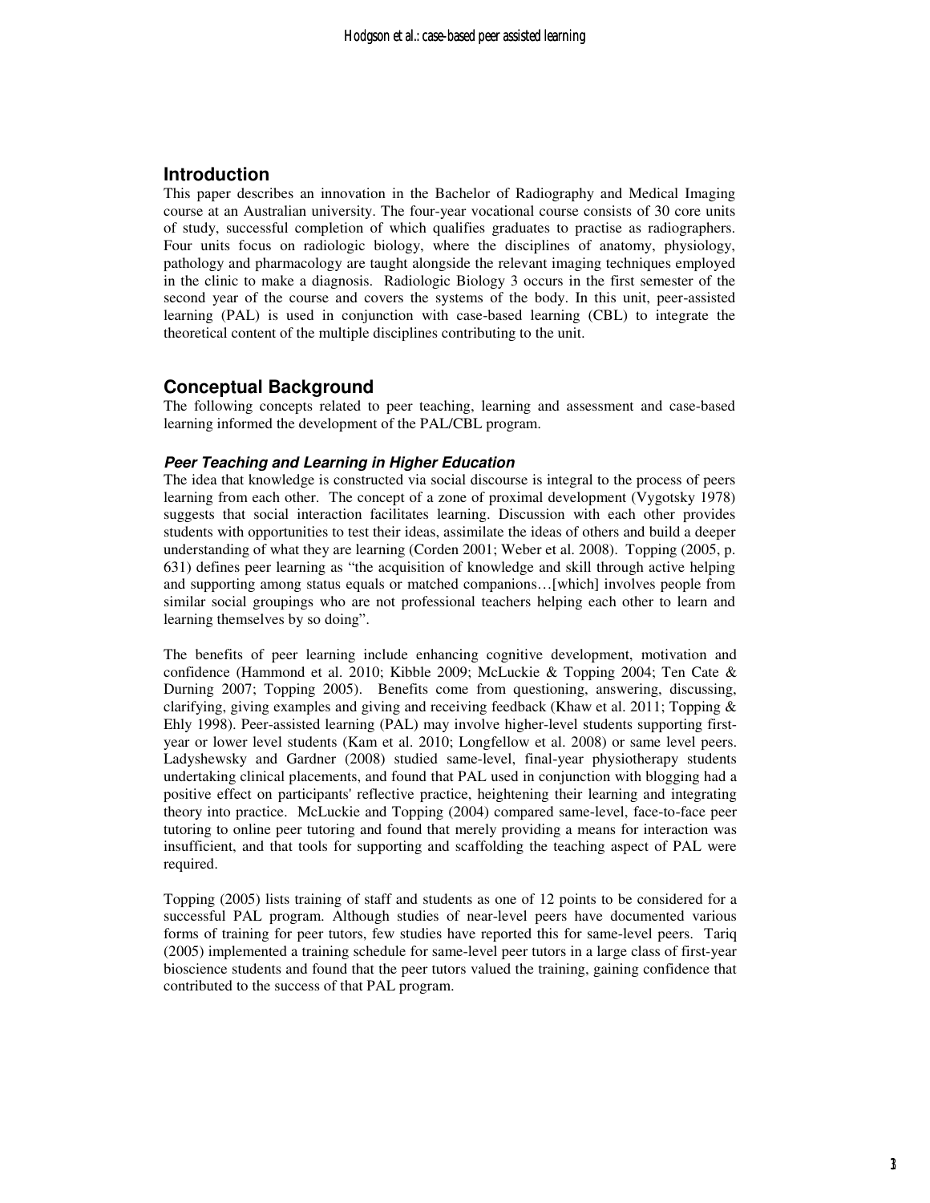## Introduction

This paper describes an innovation in the Bachelor of Radiography and Medical Imaging course at an Australian university. The four-year vocational course consists of 30 core units of study, successful completion of which qualifies graduates to practise as radiographers. Four units focus on radiologic biology, where the disciplines of anatomy, physiology, pathology and pharmacology are taught alongside the relevant imaging techniques employed in the clinic to make a diagnosis. Radiologic Biology 3 occurs in the first semester of the second year of the course and covers the systems of the body. In this unit, peer-assisted learning (PAL) is used in conjunction with case-based learning (CBL) to integrate the theoretical content of the multiple disciplines contributing to the unit.

## Conceptual Background

The following concepts related to peer teaching, learning and assessment and case-based learning informed the development of the PAL/CBL program.

### *Peer Teaching and Learning in Higher Education*

The idea that knowledge is constructed via social discourse is integral to the process of peers learning from each other. The concept of a zone of proximal development (Vygotsky 1978) suggests that social interaction facilitates learning. Discussion with each other provides students with opportunities to test their ideas, assimilate the ideas of others and build a deeper understanding of what they are learning (Corden 2001; Weber et al. 2008). Topping (2005, p. 631) defines peer learning as "the acquisition of knowledge and skill through active helping and supporting among status equals or matched companions…[which] involves people from similar social groupings who are not professional teachers helping each other to learn and learning themselves by so doing".

The benefits of peer learning include enhancing cognitive development, motivation and confidence (Hammond et al. 2010; Kibble 2009; McLuckie & Topping 2004; Ten Cate & Durning 2007; Topping 2005). Benefits come from questioning, answering, discussing, clarifying, giving examples and giving and receiving feedback (Khaw et al. 2011; Topping & Ehly 1998). Peer-assisted learning (PAL) may involve higher-level students supporting first-year or lower level students (Kam et al. 2010; Longfellow et al. 2008) or same level peers. Ladyshewsky and Gardner (2008) studied same-level, final-year physiotherapy students undertaking clinical placements, and found that PAL used in conjunction with blogging had a positive effect on participants' reflective practice, heightening their learning and integrating theory into practice. McLuckie and Topping (2004) compared same-level, face-to-face peer tutoring to online peer tutoring and found that merely providing a means for interaction was insufficient, and that tools for supporting and scaffolding the teaching aspect of PAL were required.

Topping (2005) lists training of staff and students as one of 12 points to be considered for a successful PAL program. Although studies of near-level peers have documented various forms of training for peer tutors, few studies have reported this for same-level peers. Tariq (2005) implemented a training schedule for same-level peer tutors in a large class of first-year bioscience students and found that the peer tutors valued the training, gaining confidence that contributed to the success of that PAL program.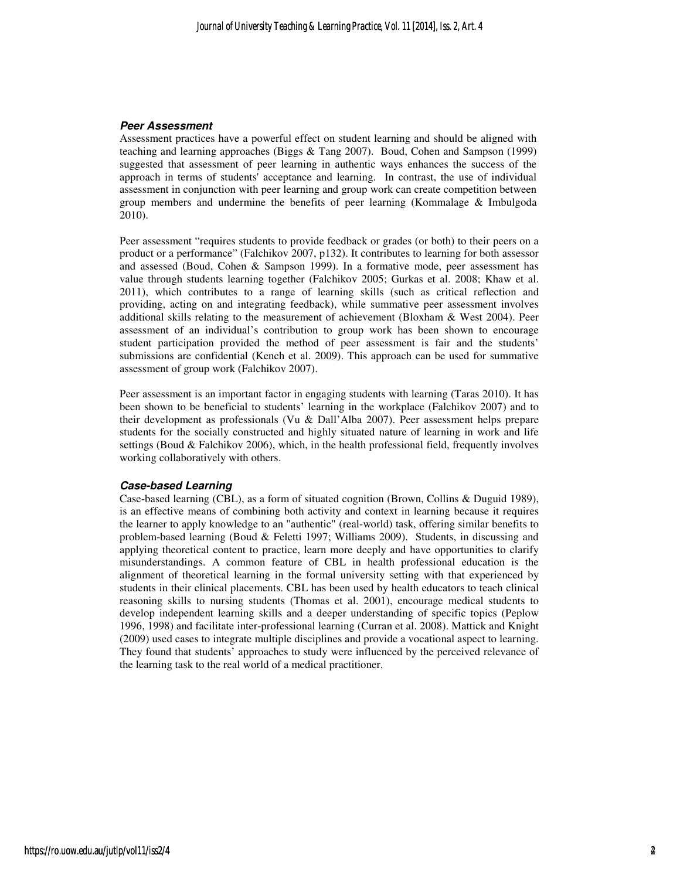### *Peer Assessment*

Assessment practices have a powerful effect on student learning and should be aligned with teaching and learning approaches (Biggs & Tang 2007). Boud, Cohen and Sampson (1999) suggested that assessment of peer learning in authentic ways enhances the success of the approach in terms of students' acceptance and learning. In contrast, the use of individual assessment in conjunction with peer learning and group work can create competition between group members and undermine the benefits of peer learning (Kommalage & Imbulgoda 2010).

Peer assessment "requires students to provide feedback or grades (or both) to their peers on a product or a performance" (Falchikov 2007, p132). It contributes to learning for both assessor and assessed (Boud, Cohen & Sampson 1999). In a formative mode, peer assessment has value through students learning together (Falchikov 2005; Gurkas et al. 2008; Khaw et al. 2011), which contributes to a range of learning skills (such as critical reflection and providing, acting on and integrating feedback), while summative peer assessment involves additional skills relating to the measurement of achievement (Bloxham & West 2004). Peer assessment of an individual's contribution to group work has been shown to encourage student participation provided the method of peer assessment is fair and the students' submissions are confidential (Kench et al. 2009). This approach can be used for summative assessment of group work (Falchikov 2007).

Peer assessment is an important factor in engaging students with learning (Taras 2010). It has been shown to be beneficial to students' learning in the workplace (Falchikov 2007) and to their development as professionals (Vu & Dall'Alba 2007). Peer assessment helps prepare students for the socially constructed and highly situated nature of learning in work and life settings (Boud & Falchikov 2006), which, in the health professional field, frequently involves working collaboratively with others.

### *Case-based Learning*

Case-based learning (CBL), as a form of situated cognition (Brown, Collins & Duguid 1989), is an effective means of combining both activity and context in learning because it requires the learner to apply knowledge to an "authentic" (real-world) task, offering similar benefits to problem-based learning (Boud & Feletti 1997; Williams 2009). Students, in discussing and applying theoretical content to practice, learn more deeply and have opportunities to clarify misunderstandings. A common feature of CBL in health professional education is the alignment of theoretical learning in the formal university setting with that experienced by students in their clinical placements. CBL has been used by health educators to teach clinical reasoning skills to nursing students (Thomas et al. 2001), encourage medical students to develop independent learning skills and a deeper understanding of specific topics (Peplow 1996, 1998) and facilitate inter-professional learning (Curran et al. 2008). Mattick and Knight (2009) used cases to integrate multiple disciplines and provide a vocational aspect to learning. They found that students' approaches to study were influenced by the perceived relevance of the learning task to the real world of a medical practitioner.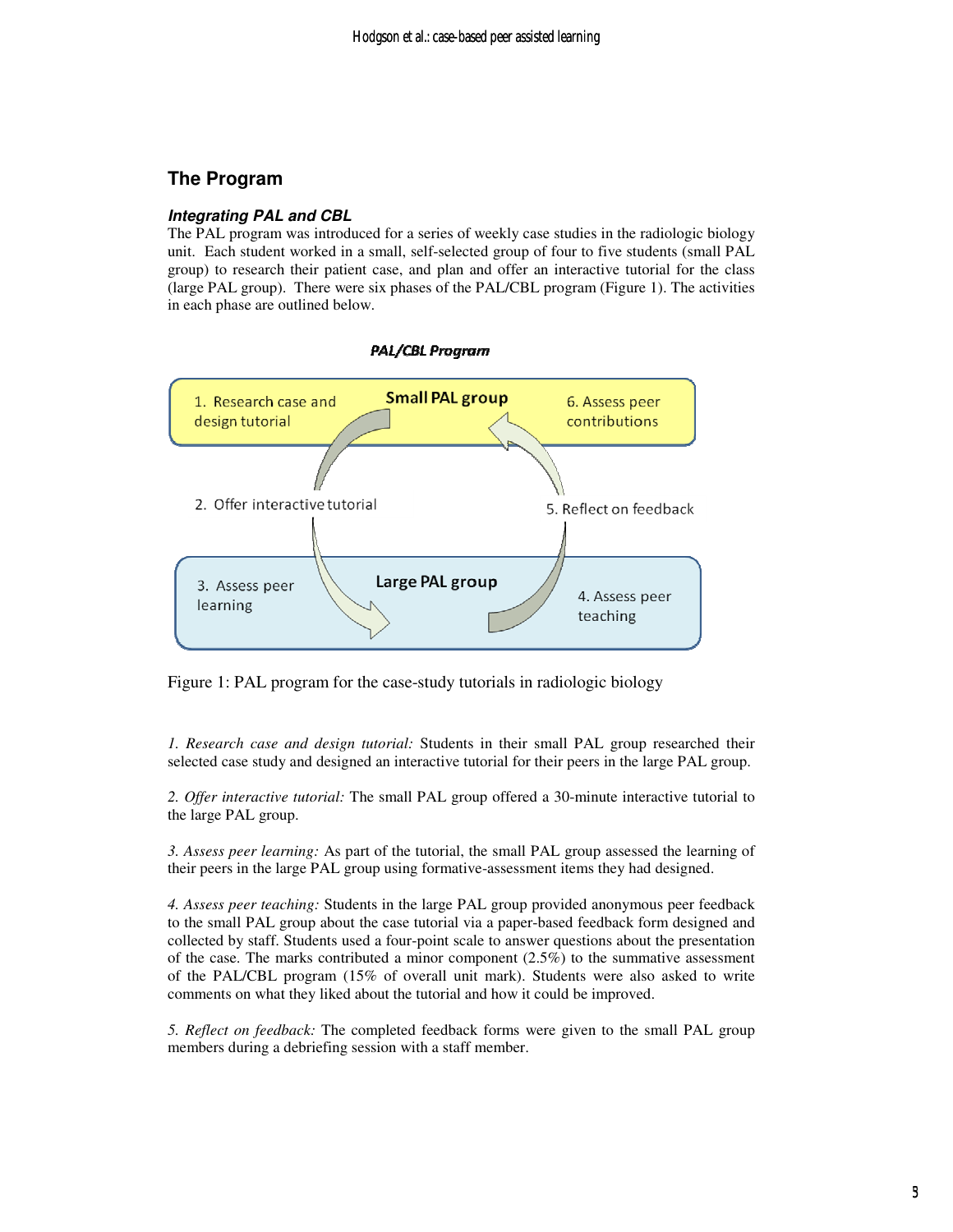## The Program

### *Integrating PAL and CBL*

The PAL program was introduced for a series of weekly case studies in the radiologic biology unit. Each student worked in a small, self-selected group of four to five students (small PAL group) to research their patient case, and plan and offer an interactive tutorial for the class (large PAL group). There were six phases of the PAL/CBL program (Figure 1). The activities in each phase are outlined below.

**PAL/CBL Program**

Small PAL group: 1. Research case and design tutorial; 6. Assess peer contributions

2. Offer interactive tutorial

5. Reflect on feedback

Large PAL group: 3. Assess peer learning; 4. Assess peer teaching

Figure 1: PAL program for the case-study tutorials in radiologic biology

*1. Research case and design tutorial:* Students in their small PAL group researched their selected case study and designed an interactive tutorial for their peers in the large PAL group.

*2. Offer interactive tutorial:* The small PAL group offered a 30-minute interactive tutorial to the large PAL group.

*3. Assess peer learning:* As part of the tutorial, the small PAL group assessed the learning of their peers in the large PAL group using formative-assessment items they had designed.

*4. Assess peer teaching:* Students in the large PAL group provided anonymous peer feedback to the small PAL group about the case tutorial via a paper-based feedback form designed and collected by staff. Students used a four-point scale to answer questions about the presentation of the case. The marks contributed a minor component (2.5%) to the summative assessment of the PAL/CBL program (15% of overall unit mark). Students were also asked to write comments on what they liked about the tutorial and how it could be improved.

*5. Reflect on feedback:* The completed feedback forms were given to the small PAL group members during a debriefing session with a staff member.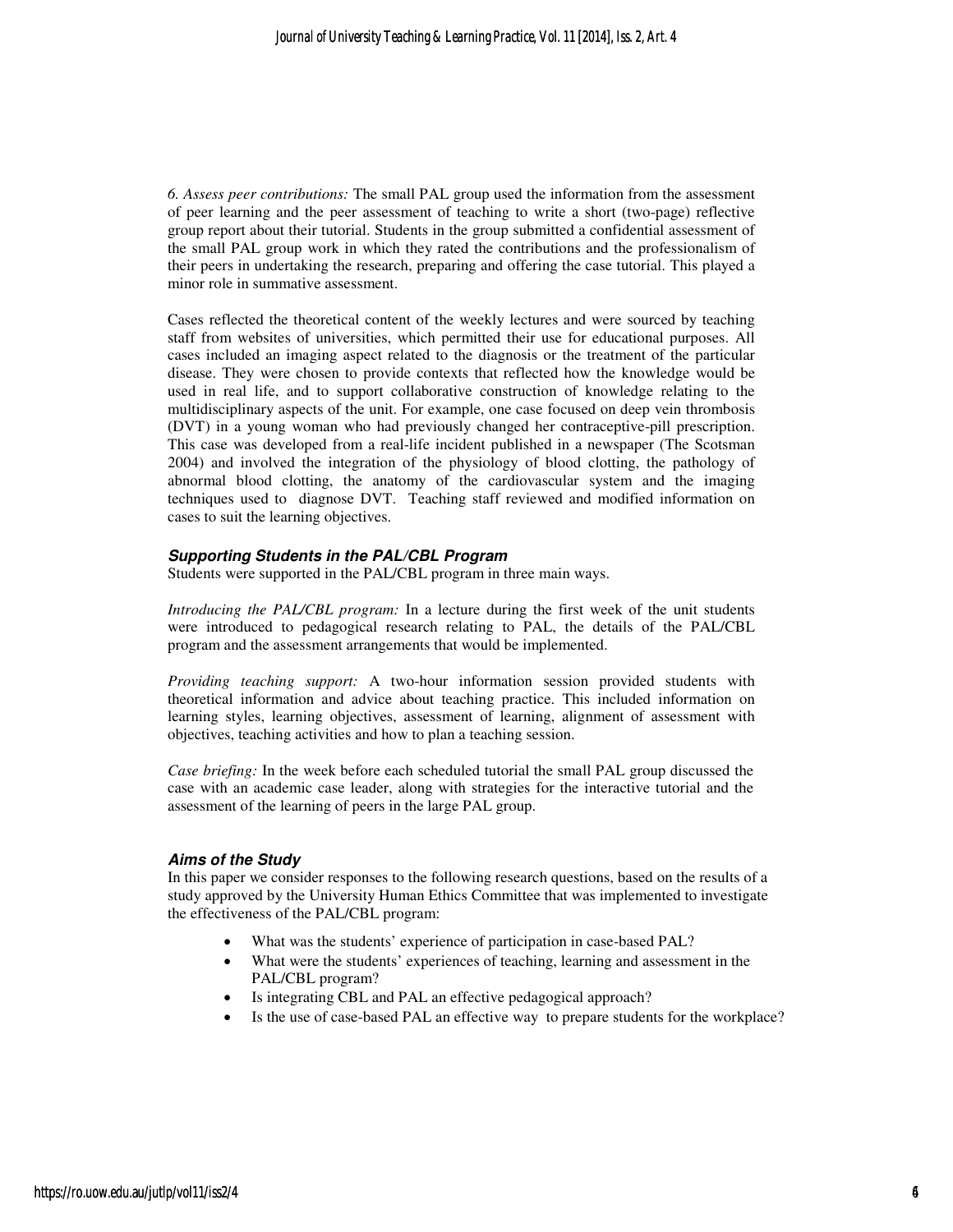*6. Assess peer contributions:* The small PAL group used the information from the assessment of peer learning and the peer assessment of teaching to write a short (two-page) reflective group report about their tutorial. Students in the group submitted a confidential assessment of the small PAL group work in which they rated the contributions and the professionalism of their peers in undertaking the research, preparing and offering the case tutorial. This played a minor role in summative assessment.

Cases reflected the theoretical content of the weekly lectures and were sourced by teaching staff from websites of universities, which permitted their use for educational purposes. All cases included an imaging aspect related to the diagnosis or the treatment of the particular disease. They were chosen to provide contexts that reflected how the knowledge would be used in real life, and to support collaborative construction of knowledge relating to the multidisciplinary aspects of the unit. For example, one case focused on deep vein thrombosis (DVT) in a young woman who had previously changed her contraceptive-pill prescription. This case was developed from a real-life incident published in a newspaper (The Scotsman 2004) and involved the integration of the physiology of blood clotting, the pathology of abnormal blood clotting, the anatomy of the cardiovascular system and the imaging techniques used to diagnose DVT. Teaching staff reviewed and modified information on cases to suit the learning objectives.

### Supporting Students in the PAL/CBL Program

Students were supported in the PAL/CBL program in three main ways.

*Introducing the PAL/CBL program:* In a lecture during the first week of the unit students were introduced to pedagogical research relating to PAL, the details of the PAL/CBL program and the assessment arrangements that would be implemented.

*Providing teaching support:* A two-hour information session provided students with theoretical information and advice about teaching practice. This included information on learning styles, learning objectives, assessment of learning, alignment of assessment with objectives, teaching activities and how to plan a teaching session.

*Case briefing:* In the week before each scheduled tutorial the small PAL group discussed the case with an academic case leader, along with strategies for the interactive tutorial and the assessment of the learning of peers in the large PAL group.

### Aims of the Study

In this paper we consider responses to the following research questions, based on the results of a study approved by the University Human Ethics Committee that was implemented to investigate the effectiveness of the PAL/CBL program:

- What was the students' experience of participation in case-based PAL?
- What were the students' experiences of teaching, learning and assessment in the PAL/CBL program?
- Is integrating CBL and PAL an effective pedagogical approach?
- Is the use of case-based PAL an effective way to prepare students for the workplace?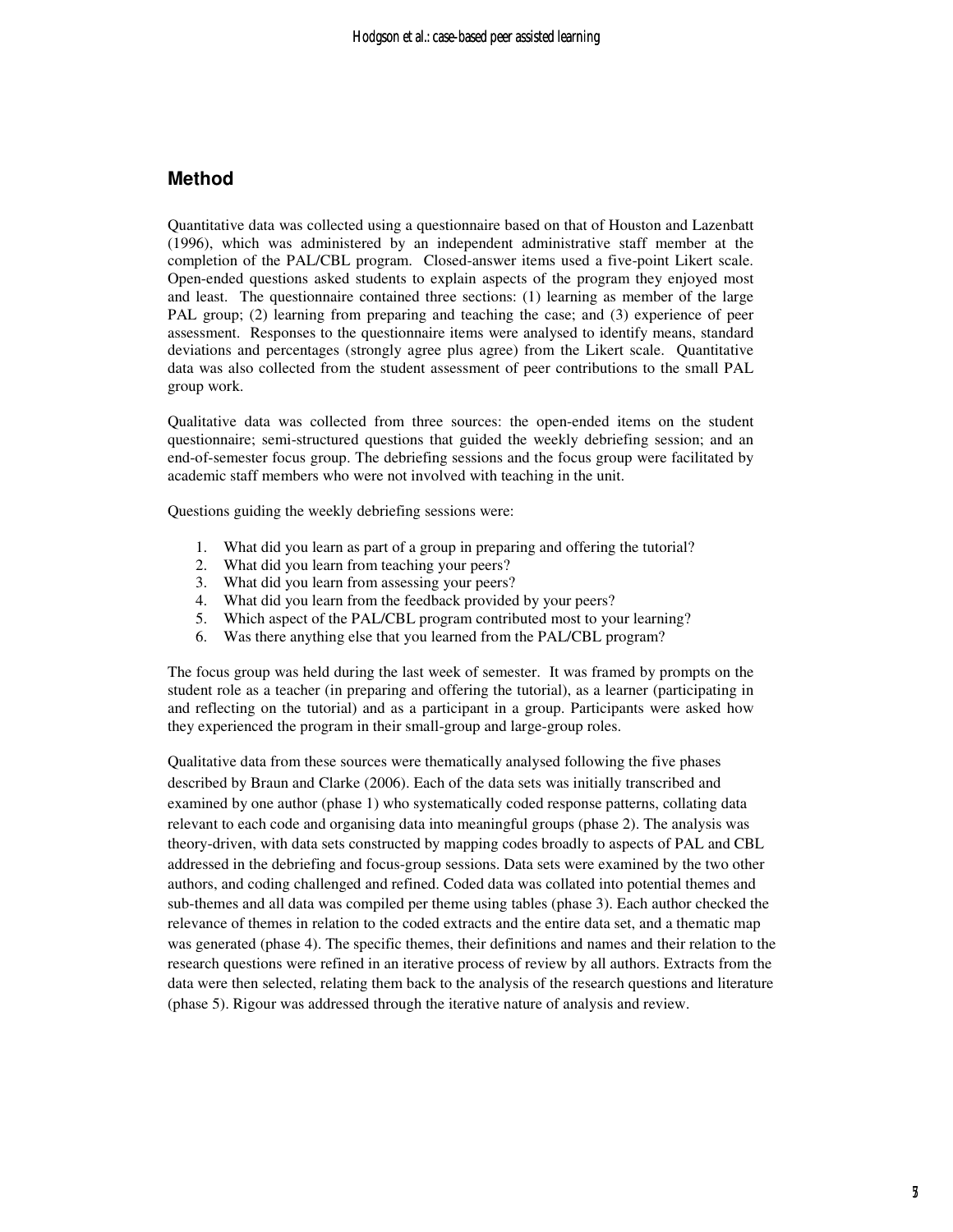## Method

Quantitative data was collected using a questionnaire based on that of Houston and Lazenbatt (1996), which was administered by an independent administrative staff member at the completion of the PAL/CBL program. Closed-answer items used a five-point Likert scale. Open-ended questions asked students to explain aspects of the program they enjoyed most and least. The questionnaire contained three sections: (1) learning as member of the large PAL group; (2) learning from preparing and teaching the case; and (3) experience of peer assessment. Responses to the questionnaire items were analysed to identify means, standard deviations and percentages (strongly agree plus agree) from the Likert scale. Quantitative data was also collected from the student assessment of peer contributions to the small PAL group work.

Qualitative data was collected from three sources: the open-ended items on the student questionnaire; semi-structured questions that guided the weekly debriefing session; and an end-of-semester focus group. The debriefing sessions and the focus group were facilitated by academic staff members who were not involved with teaching in the unit.

Questions guiding the weekly debriefing sessions were:

1. What did you learn as part of a group in preparing and offering the tutorial?
2. What did you learn from teaching your peers?
3. What did you learn from assessing your peers?
4. What did you learn from the feedback provided by your peers?
5. Which aspect of the PAL/CBL program contributed most to your learning?
6. Was there anything else that you learned from the PAL/CBL program?

The focus group was held during the last week of semester. It was framed by prompts on the student role as a teacher (in preparing and offering the tutorial), as a learner (participating in and reflecting on the tutorial) and as a participant in a group. Participants were asked how they experienced the program in their small-group and large-group roles.

Qualitative data from these sources were thematically analysed following the five phases described by Braun and Clarke (2006). Each of the data sets was initially transcribed and examined by one author (phase 1) who systematically coded response patterns, collating data relevant to each code and organising data into meaningful groups (phase 2). The analysis was theory-driven, with data sets constructed by mapping codes broadly to aspects of PAL and CBL addressed in the debriefing and focus-group sessions. Data sets were examined by the two other authors, and coding challenged and refined. Coded data was collated into potential themes and sub-themes and all data was compiled per theme using tables (phase 3). Each author checked the relevance of themes in relation to the coded extracts and the entire data set, and a thematic map was generated (phase 4). The specific themes, their definitions and names and their relation to the research questions were refined in an iterative process of review by all authors. Extracts from the data were then selected, relating them back to the analysis of the research questions and literature (phase 5). Rigour was addressed through the iterative nature of analysis and review.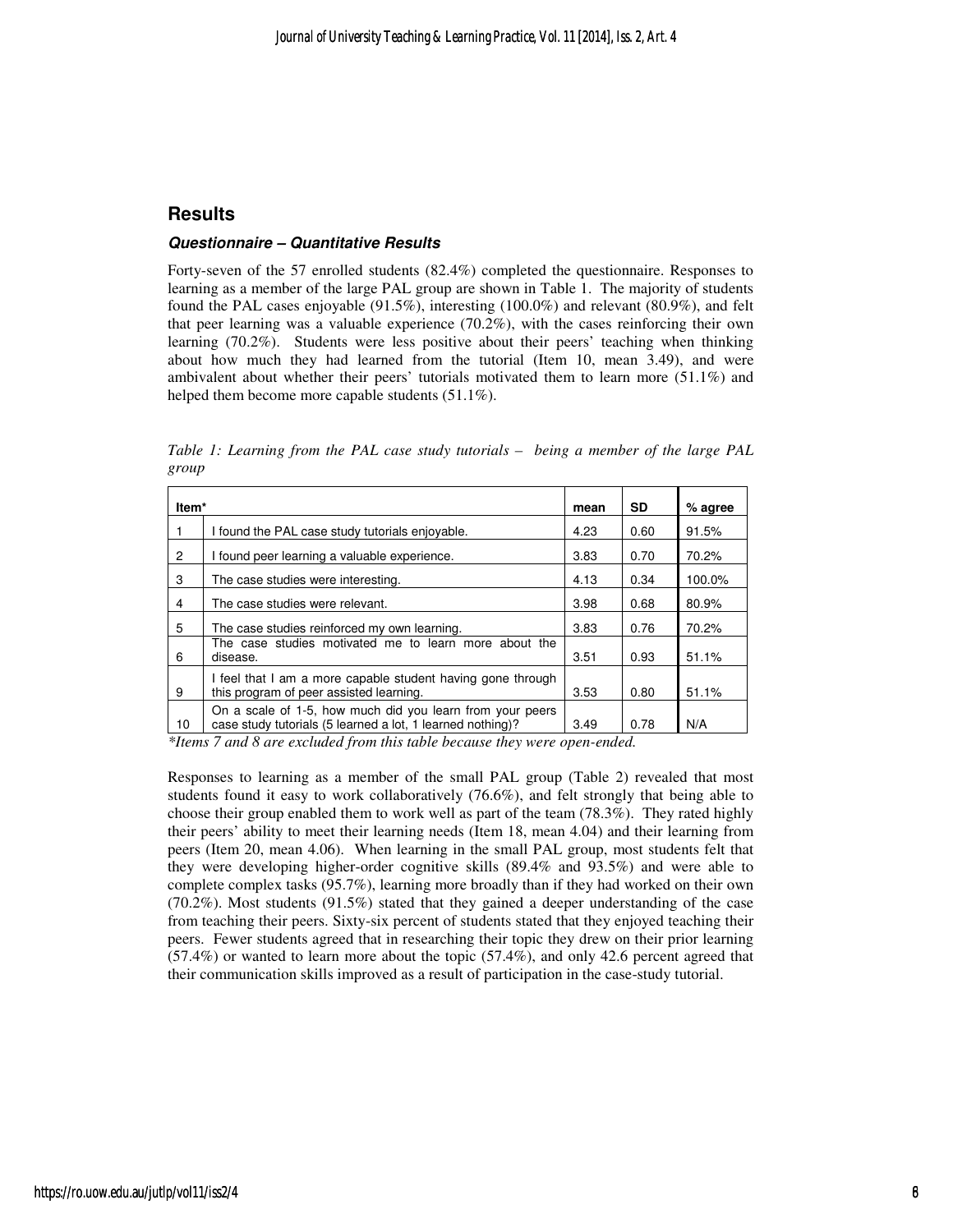## Results

### *Questionnaire – Quantitative Results*

Forty-seven of the 57 enrolled students (82.4%) completed the questionnaire. Responses to learning as a member of the large PAL group are shown in Table 1. The majority of students found the PAL cases enjoyable (91.5%), interesting (100.0%) and relevant (80.9%), and felt that peer learning was a valuable experience (70.2%), with the cases reinforcing their own learning (70.2%). Students were less positive about their peers' teaching when thinking about how much they had learned from the tutorial (Item 10, mean 3.49), and were ambivalent about whether their peers' tutorials motivated them to learn more (51.1%) and helped them become more capable students (51.1%).

*Table 1: Learning from the PAL case study tutorials – being a member of the large PAL group*

| Item* | | mean | SD | % agree |
|---|---|---|---|---|
| 1 | I found the PAL case study tutorials enjoyable. | 4.23 | 0.60 | 91.5% |
| 2 | I found peer learning a valuable experience. | 3.83 | 0.70 | 70.2% |
| 3 | The case studies were interesting. | 4.13 | 0.34 | 100.0% |
| 4 | The case studies were relevant. | 3.98 | 0.68 | 80.9% |
| 5 | The case studies reinforced my own learning. | 3.83 | 0.76 | 70.2% |
| 6 | The case studies motivated me to learn more about the disease. | 3.51 | 0.93 | 51.1% |
| 9 | I feel that I am a more capable student having gone through this program of peer assisted learning. | 3.53 | 0.80 | 51.1% |
| 10 | On a scale of 1-5, how much did you learn from your peers case study tutorials (5 learned a lot, 1 learned nothing)? | 3.49 | 0.78 | N/A |

*Items 7 and 8 are excluded from this table because they were open-ended.*

Responses to learning as a member of the small PAL group (Table 2) revealed that most students found it easy to work collaboratively (76.6%), and felt strongly that being able to choose their group enabled them to work well as part of the team (78.3%). They rated highly their peers' ability to meet their learning needs (Item 18, mean 4.04) and their learning from peers (Item 20, mean 4.06). When learning in the small PAL group, most students felt that they were developing higher-order cognitive skills (89.4% and 93.5%) and were able to complete complex tasks (95.7%), learning more broadly than if they had worked on their own (70.2%). Most students (91.5%) stated that they gained a deeper understanding of the case from teaching their peers. Sixty-six percent of students stated that they enjoyed teaching their peers. Fewer students agreed that in researching their topic they drew on their prior learning (57.4%) or wanted to learn more about the topic (57.4%), and only 42.6 percent agreed that their communication skills improved as a result of participation in the case-study tutorial.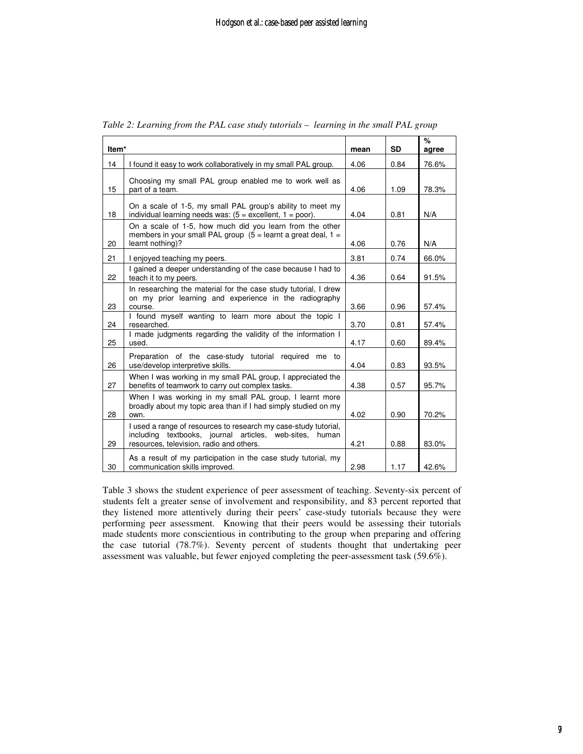*Table 2: Learning from the PAL case study tutorials – learning in the small PAL group*

| Item* | | mean | SD | % agree |
|---|---|---|---|---|
| 14 | I found it easy to work collaboratively in my small PAL group. | 4.06 | 0.84 | 76.6% |
| 15 | Choosing my small PAL group enabled me to work well as part of a team. | 4.06 | 1.09 | 78.3% |
| 18 | On a scale of 1-5, my small PAL group's ability to meet my individual learning needs was: (5 = excellent, 1 = poor). | 4.04 | 0.81 | N/A |
| 20 | On a scale of 1-5, how much did you learn from the other members in your small PAL group (5 = learnt a great deal, 1 = learnt nothing)? | 4.06 | 0.76 | N/A |
| 21 | I enjoyed teaching my peers. | 3.81 | 0.74 | 66.0% |
| 22 | I gained a deeper understanding of the case because I had to teach it to my peers. | 4.36 | 0.64 | 91.5% |
| 23 | In researching the material for the case study tutorial, I drew on my prior learning and experience in the radiography course. | 3.66 | 0.96 | 57.4% |
| 24 | I found myself wanting to learn more about the topic I researched. | 3.70 | 0.81 | 57.4% |
| 25 | I made judgments regarding the validity of the information I used. | 4.17 | 0.60 | 89.4% |
| 26 | Preparation of the case-study tutorial required me to use/develop interpretive skills. | 4.04 | 0.83 | 93.5% |
| 27 | When I was working in my small PAL group, I appreciated the benefits of teamwork to carry out complex tasks. | 4.38 | 0.57 | 95.7% |
| 28 | When I was working in my small PAL group, I learnt more broadly about my topic area than if I had simply studied on my own. | 4.02 | 0.90 | 70.2% |
| 29 | I used a range of resources to research my case-study tutorial, including textbooks, journal articles, web-sites, human resources, television, radio and others. | 4.21 | 0.88 | 83.0% |
| 30 | As a result of my participation in the case study tutorial, my communication skills improved. | 2.98 | 1.17 | 42.6% |

Table 3 shows the student experience of peer assessment of teaching. Seventy-six percent of students felt a greater sense of involvement and responsibility, and 83 percent reported that they listened more attentively during their peers' case-study tutorials because they were performing peer assessment. Knowing that their peers would be assessing their tutorials made students more conscientious in contributing to the group when preparing and offering the case tutorial (78.7%). Seventy percent of students thought that undertaking peer assessment was valuable, but fewer enjoyed completing the peer-assessment task (59.6%).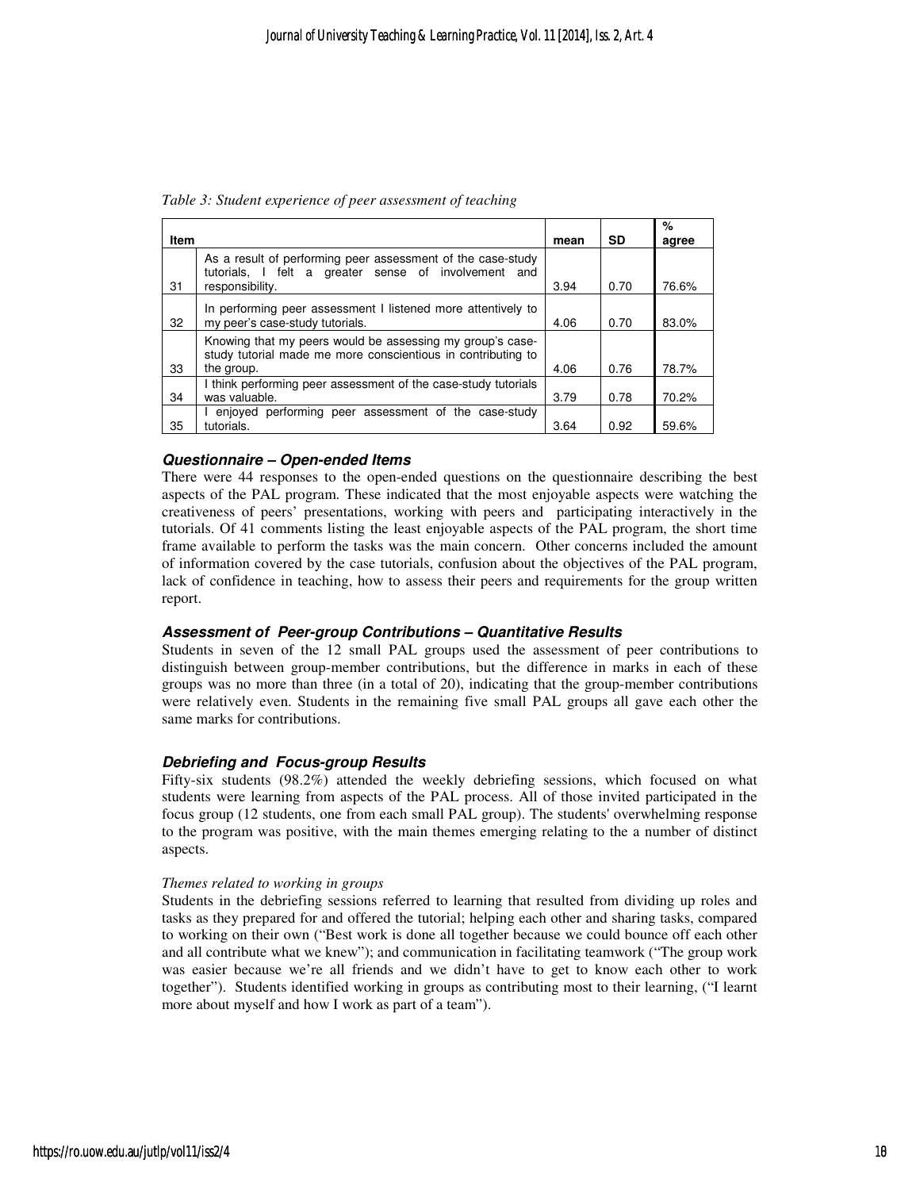*Table 3: Student experience of peer assessment of teaching*

| Item | | mean | SD | % agree |
|---|---|---|---|---|
| 31 | As a result of performing peer assessment of the case-study tutorials, I felt a greater sense of involvement and responsibility. | 3.94 | 0.70 | 76.6% |
| 32 | In performing peer assessment I listened more attentively to my peer's case-study tutorials. | 4.06 | 0.70 | 83.0% |
| 33 | Knowing that my peers would be assessing my group's case-study tutorial made me more conscientious in contributing to the group. | 4.06 | 0.76 | 78.7% |
| 34 | I think performing peer assessment of the case-study tutorials was valuable. | 3.79 | 0.78 | 70.2% |
| 35 | I enjoyed performing peer assessment of the case-study tutorials. | 3.64 | 0.92 | 59.6% |

### *Questionnaire – Open-ended Items*

There were 44 responses to the open-ended questions on the questionnaire describing the best aspects of the PAL program. These indicated that the most enjoyable aspects were watching the creativeness of peers' presentations, working with peers and participating interactively in the tutorials. Of 41 comments listing the least enjoyable aspects of the PAL program, the short time frame available to perform the tasks was the main concern. Other concerns included the amount of information covered by the case tutorials, confusion about the objectives of the PAL program, lack of confidence in teaching, how to assess their peers and requirements for the group written report.

### *Assessment of Peer-group Contributions – Quantitative Results*

Students in seven of the 12 small PAL groups used the assessment of peer contributions to distinguish between group-member contributions, but the difference in marks in each of these groups was no more than three (in a total of 20), indicating that the group-member contributions were relatively even. Students in the remaining five small PAL groups all gave each other the same marks for contributions.

### *Debriefing and Focus-group Results*

Fifty-six students (98.2%) attended the weekly debriefing sessions, which focused on what students were learning from aspects of the PAL process. All of those invited participated in the focus group (12 students, one from each small PAL group). The students' overwhelming response to the program was positive, with the main themes emerging relating to the a number of distinct aspects.

*Themes related to working in groups*

Students in the debriefing sessions referred to learning that resulted from dividing up roles and tasks as they prepared for and offered the tutorial; helping each other and sharing tasks, compared to working on their own ("Best work is done all together because we could bounce off each other and all contribute what we knew"); and communication in facilitating teamwork ("The group work was easier because we're all friends and we didn't have to get to know each other to work together"). Students identified working in groups as contributing most to their learning, ("I learnt more about myself and how I work as part of a team").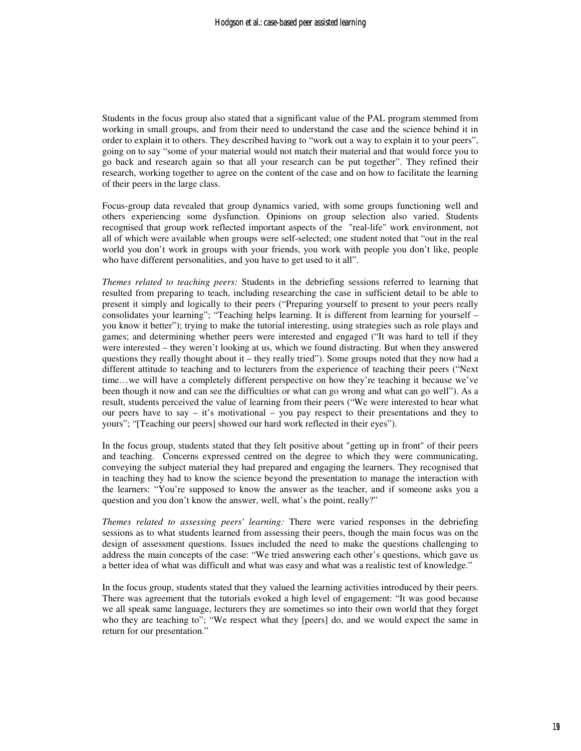Students in the focus group also stated that a significant value of the PAL program stemmed from working in small groups, and from their need to understand the case and the science behind it in order to explain it to others. They described having to "work out a way to explain it to your peers", going on to say "some of your material would not match their material and that would force you to go back and research again so that all your research can be put together". They refined their research, working together to agree on the content of the case and on how to facilitate the learning of their peers in the large class.

Focus-group data revealed that group dynamics varied, with some groups functioning well and others experiencing some dysfunction. Opinions on group selection also varied. Students recognised that group work reflected important aspects of the "real-life" work environment, not all of which were available when groups were self-selected; one student noted that "out in the real world you don't work in groups with your friends, you work with people you don't like, people who have different personalities, and you have to get used to it all".

*Themes related to teaching peers:* Students in the debriefing sessions referred to learning that resulted from preparing to teach, including researching the case in sufficient detail to be able to present it simply and logically to their peers ("Preparing yourself to present to your peers really consolidates your learning"; "Teaching helps learning. It is different from learning for yourself – you know it better"); trying to make the tutorial interesting, using strategies such as role plays and games; and determining whether peers were interested and engaged ("It was hard to tell if they were interested – they weren't looking at us, which we found distracting. But when they answered questions they really thought about it – they really tried"). Some groups noted that they now had a different attitude to teaching and to lecturers from the experience of teaching their peers ("Next time…we will have a completely different perspective on how they're teaching it because we've been though it now and can see the difficulties or what can go wrong and what can go well"). As a result, students perceived the value of learning from their peers ("We were interested to hear what our peers have to say – it's motivational – you pay respect to their presentations and they to yours"; "[Teaching our peers] showed our hard work reflected in their eyes").

In the focus group, students stated that they felt positive about "getting up in front" of their peers and teaching. Concerns expressed centred on the degree to which they were communicating, conveying the subject material they had prepared and engaging the learners. They recognised that in teaching they had to know the science beyond the presentation to manage the interaction with the learners: "You're supposed to know the answer as the teacher, and if someone asks you a question and you don't know the answer, well, what's the point, really?"

*Themes related to assessing peers' learning:* There were varied responses in the debriefing sessions as to what students learned from assessing their peers, though the main focus was on the design of assessment questions. Issues included the need to make the questions challenging to address the main concepts of the case: "We tried answering each other's questions, which gave us a better idea of what was difficult and what was easy and what was a realistic test of knowledge."

In the focus group, students stated that they valued the learning activities introduced by their peers. There was agreement that the tutorials evoked a high level of engagement: "It was good because we all speak same language, lecturers they are sometimes so into their own world that they forget who they are teaching to"; "We respect what they [peers] do, and we would expect the same in return for our presentation."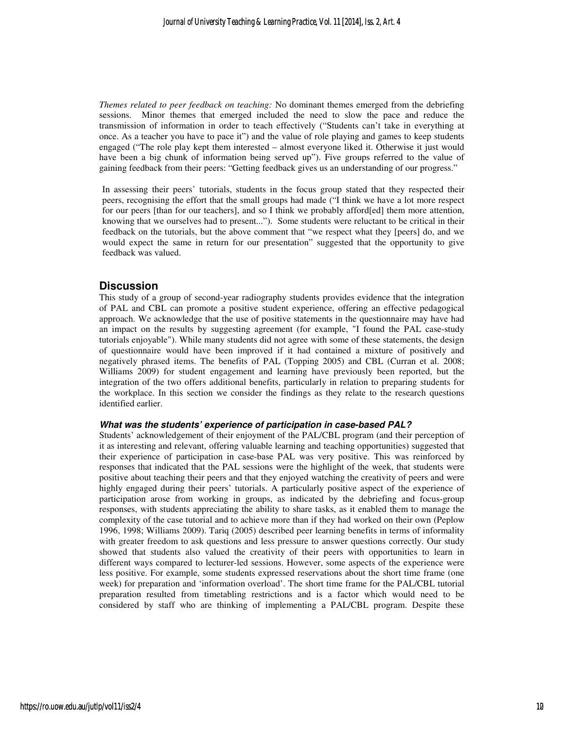*Themes related to peer feedback on teaching:* No dominant themes emerged from the debriefing sessions. Minor themes that emerged included the need to slow the pace and reduce the transmission of information in order to teach effectively ("Students can't take in everything at once. As a teacher you have to pace it") and the value of role playing and games to keep students engaged ("The role play kept them interested – almost everyone liked it. Otherwise it just would have been a big chunk of information being served up"). Five groups referred to the value of gaining feedback from their peers: "Getting feedback gives us an understanding of our progress."

In assessing their peers' tutorials, students in the focus group stated that they respected their peers, recognising the effort that the small groups had made ("I think we have a lot more respect for our peers [than for our teachers], and so I think we probably afford[ed] them more attention, knowing that we ourselves had to present..."). Some students were reluctant to be critical in their feedback on the tutorials, but the above comment that "we respect what they [peers] do, and we would expect the same in return for our presentation" suggested that the opportunity to give feedback was valued.

## Discussion

This study of a group of second-year radiography students provides evidence that the integration of PAL and CBL can promote a positive student experience, offering an effective pedagogical approach. We acknowledge that the use of positive statements in the questionnaire may have had an impact on the results by suggesting agreement (for example, "I found the PAL case-study tutorials enjoyable"). While many students did not agree with some of these statements, the design of questionnaire would have been improved if it had contained a mixture of positively and negatively phrased items. The benefits of PAL (Topping 2005) and CBL (Curran et al. 2008; Williams 2009) for student engagement and learning have previously been reported, but the integration of the two offers additional benefits, particularly in relation to preparing students for the workplace. In this section we consider the findings as they relate to the research questions identified earlier.

### *What was the students' experience of participation in case-based PAL?*

Students' acknowledgement of their enjoyment of the PAL/CBL program (and their perception of it as interesting and relevant, offering valuable learning and teaching opportunities) suggested that their experience of participation in case-base PAL was very positive. This was reinforced by responses that indicated that the PAL sessions were the highlight of the week, that students were positive about teaching their peers and that they enjoyed watching the creativity of peers and were highly engaged during their peers' tutorials. A particularly positive aspect of the experience of participation arose from working in groups, as indicated by the debriefing and focus-group responses, with students appreciating the ability to share tasks, as it enabled them to manage the complexity of the case tutorial and to achieve more than if they had worked on their own (Peplow 1996, 1998; Williams 2009). Tariq (2005) described peer learning benefits in terms of informality with greater freedom to ask questions and less pressure to answer questions correctly. Our study showed that students also valued the creativity of their peers with opportunities to learn in different ways compared to lecturer-led sessions. However, some aspects of the experience were less positive. For example, some students expressed reservations about the short time frame (one week) for preparation and 'information overload'. The short time frame for the PAL/CBL tutorial preparation resulted from timetabling restrictions and is a factor which would need to be considered by staff who are thinking of implementing a PAL/CBL program. Despite these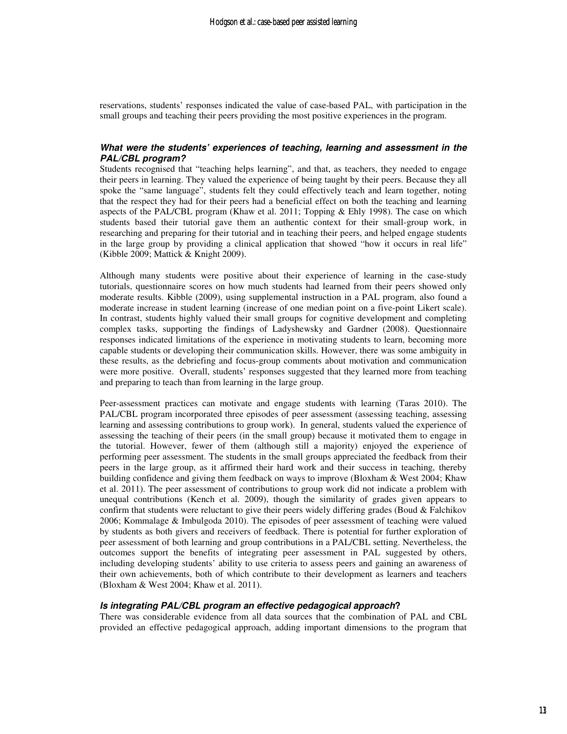reservations, students' responses indicated the value of case-based PAL, with participation in the small groups and teaching their peers providing the most positive experiences in the program.

### *What were the students' experiences of teaching, learning and assessment in the PAL/CBL program?*

Students recognised that "teaching helps learning", and that, as teachers, they needed to engage their peers in learning. They valued the experience of being taught by their peers. Because they all spoke the "same language", students felt they could effectively teach and learn together, noting that the respect they had for their peers had a beneficial effect on both the teaching and learning aspects of the PAL/CBL program (Khaw et al. 2011; Topping & Ehly 1998). The case on which students based their tutorial gave them an authentic context for their small-group work, in researching and preparing for their tutorial and in teaching their peers, and helped engage students in the large group by providing a clinical application that showed "how it occurs in real life" (Kibble 2009; Mattick & Knight 2009).

Although many students were positive about their experience of learning in the case-study tutorials, questionnaire scores on how much students had learned from their peers showed only moderate results. Kibble (2009), using supplemental instruction in a PAL program, also found a moderate increase in student learning (increase of one median point on a five-point Likert scale). In contrast, students highly valued their small groups for cognitive development and completing complex tasks, supporting the findings of Ladyshewsky and Gardner (2008). Questionnaire responses indicated limitations of the experience in motivating students to learn, becoming more capable students or developing their communication skills. However, there was some ambiguity in these results, as the debriefing and focus-group comments about motivation and communication were more positive. Overall, students' responses suggested that they learned more from teaching and preparing to teach than from learning in the large group.

Peer-assessment practices can motivate and engage students with learning (Taras 2010). The PAL/CBL program incorporated three episodes of peer assessment (assessing teaching, assessing learning and assessing contributions to group work). In general, students valued the experience of assessing the teaching of their peers (in the small group) because it motivated them to engage in the tutorial. However, fewer of them (although still a majority) enjoyed the experience of performing peer assessment. The students in the small groups appreciated the feedback from their peers in the large group, as it affirmed their hard work and their success in teaching, thereby building confidence and giving them feedback on ways to improve (Bloxham & West 2004; Khaw et al. 2011). The peer assessment of contributions to group work did not indicate a problem with unequal contributions (Kench et al. 2009), though the similarity of grades given appears to confirm that students were reluctant to give their peers widely differing grades (Boud & Falchikov 2006; Kommalage & Imbulgoda 2010). The episodes of peer assessment of teaching were valued by students as both givers and receivers of feedback. There is potential for further exploration of peer assessment of both learning and group contributions in a PAL/CBL setting. Nevertheless, the outcomes support the benefits of integrating peer assessment in PAL suggested by others, including developing students' ability to use criteria to assess peers and gaining an awareness of their own achievements, both of which contribute to their development as learners and teachers (Bloxham & West 2004; Khaw et al. 2011).

### *Is integrating PAL/CBL program an effective pedagogical approach?*

There was considerable evidence from all data sources that the combination of PAL and CBL provided an effective pedagogical approach, adding important dimensions to the program that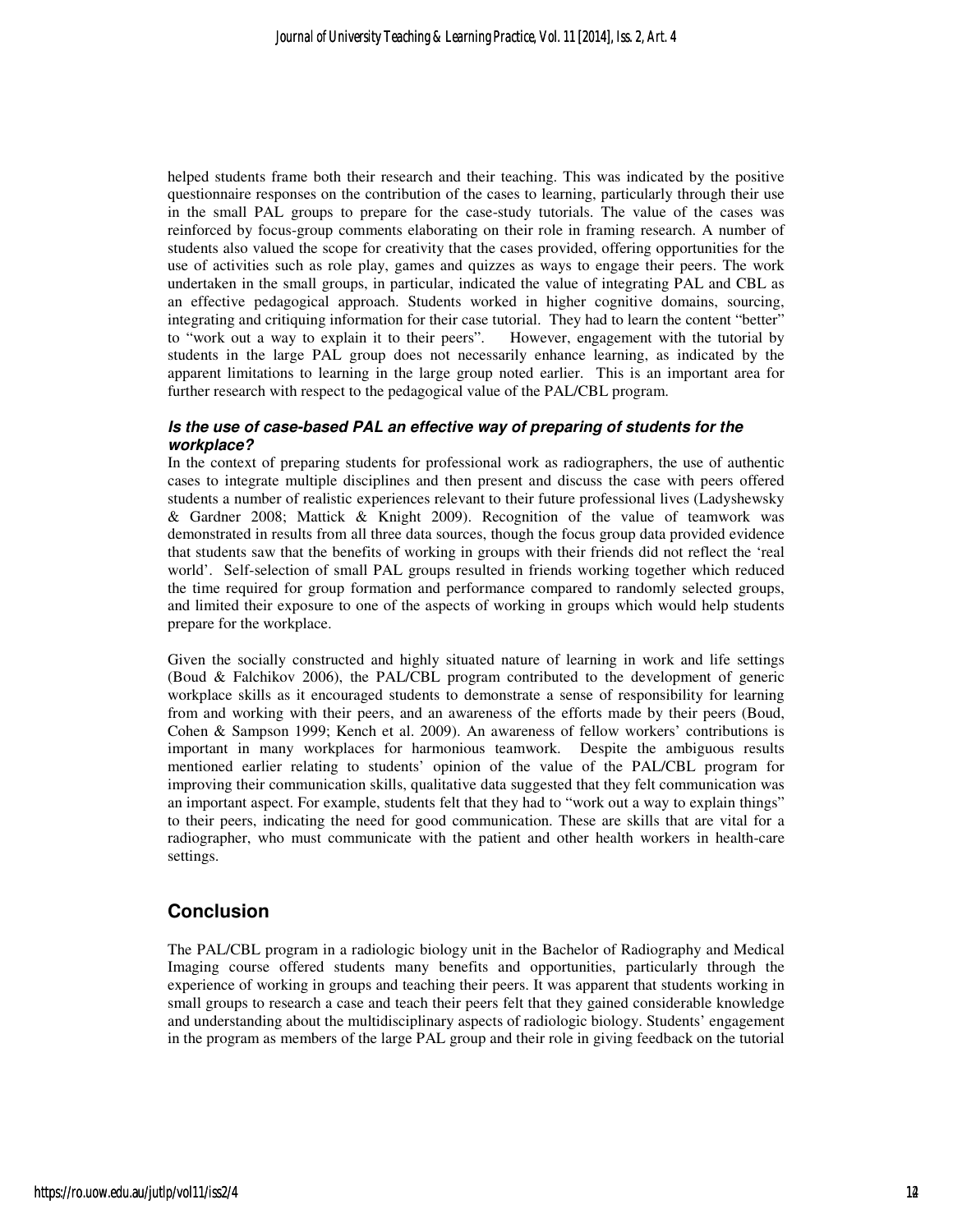helped students frame both their research and their teaching. This was indicated by the positive questionnaire responses on the contribution of the cases to learning, particularly through their use in the small PAL groups to prepare for the case-study tutorials. The value of the cases was reinforced by focus-group comments elaborating on their role in framing research. A number of students also valued the scope for creativity that the cases provided, offering opportunities for the use of activities such as role play, games and quizzes as ways to engage their peers. The work undertaken in the small groups, in particular, indicated the value of integrating PAL and CBL as an effective pedagogical approach. Students worked in higher cognitive domains, sourcing, integrating and critiquing information for their case tutorial. They had to learn the content "better" to "work out a way to explain it to their peers". However, engagement with the tutorial by students in the large PAL group does not necessarily enhance learning, as indicated by the apparent limitations to learning in the large group noted earlier. This is an important area for further research with respect to the pedagogical value of the PAL/CBL program.

### *Is the use of case-based PAL an effective way of preparing of students for the workplace?*

In the context of preparing students for professional work as radiographers, the use of authentic cases to integrate multiple disciplines and then present and discuss the case with peers offered students a number of realistic experiences relevant to their future professional lives (Ladyshewsky & Gardner 2008; Mattick & Knight 2009). Recognition of the value of teamwork was demonstrated in results from all three data sources, though the focus group data provided evidence that students saw that the benefits of working in groups with their friends did not reflect the 'real world'. Self-selection of small PAL groups resulted in friends working together which reduced the time required for group formation and performance compared to randomly selected groups, and limited their exposure to one of the aspects of working in groups which would help students prepare for the workplace.

Given the socially constructed and highly situated nature of learning in work and life settings (Boud & Falchikov 2006), the PAL/CBL program contributed to the development of generic workplace skills as it encouraged students to demonstrate a sense of responsibility for learning from and working with their peers, and an awareness of the efforts made by their peers (Boud, Cohen & Sampson 1999; Kench et al. 2009). An awareness of fellow workers' contributions is important in many workplaces for harmonious teamwork. Despite the ambiguous results mentioned earlier relating to students' opinion of the value of the PAL/CBL program for improving their communication skills, qualitative data suggested that they felt communication was an important aspect. For example, students felt that they had to "work out a way to explain things" to their peers, indicating the need for good communication. These are skills that are vital for a radiographer, who must communicate with the patient and other health workers in health-care settings.

## Conclusion

The PAL/CBL program in a radiologic biology unit in the Bachelor of Radiography and Medical Imaging course offered students many benefits and opportunities, particularly through the experience of working in groups and teaching their peers. It was apparent that students working in small groups to research a case and teach their peers felt that they gained considerable knowledge and understanding about the multidisciplinary aspects of radiologic biology. Students' engagement in the program as members of the large PAL group and their role in giving feedback on the tutorial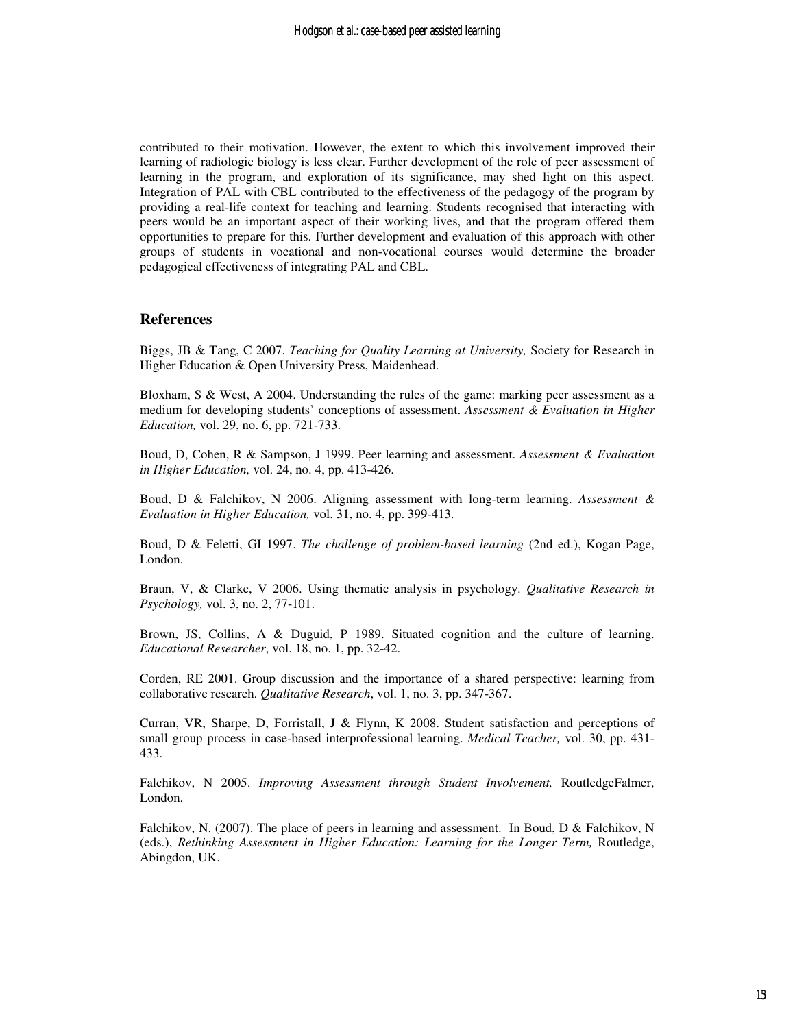contributed to their motivation. However, the extent to which this involvement improved their learning of radiologic biology is less clear. Further development of the role of peer assessment of learning in the program, and exploration of its significance, may shed light on this aspect. Integration of PAL with CBL contributed to the effectiveness of the pedagogy of the program by providing a real-life context for teaching and learning. Students recognised that interacting with peers would be an important aspect of their working lives, and that the program offered them opportunities to prepare for this. Further development and evaluation of this approach with other groups of students in vocational and non-vocational courses would determine the broader pedagogical effectiveness of integrating PAL and CBL.

## References

Biggs, JB & Tang, C 2007. *Teaching for Quality Learning at University,* Society for Research in Higher Education & Open University Press, Maidenhead.

Bloxham, S & West, A 2004. Understanding the rules of the game: marking peer assessment as a medium for developing students' conceptions of assessment. *Assessment & Evaluation in Higher Education,* vol. 29, no. 6, pp. 721-733.

Boud, D, Cohen, R & Sampson, J 1999. Peer learning and assessment. *Assessment & Evaluation in Higher Education,* vol. 24, no. 4, pp. 413-426.

Boud, D & Falchikov, N 2006. Aligning assessment with long-term learning. *Assessment & Evaluation in Higher Education,* vol. 31, no. 4, pp. 399-413.

Boud, D & Feletti, GI 1997. *The challenge of problem-based learning* (2nd ed.), Kogan Page, London.

Braun, V, & Clarke, V 2006. Using thematic analysis in psychology. *Qualitative Research in Psychology,* vol. 3, no. 2, 77-101.

Brown, JS, Collins, A & Duguid, P 1989. Situated cognition and the culture of learning. *Educational Researcher*, vol. 18, no. 1, pp. 32-42.

Corden, RE 2001. Group discussion and the importance of a shared perspective: learning from collaborative research. *Qualitative Research*, vol. 1, no. 3, pp. 347-367.

Curran, VR, Sharpe, D, Forristall, J & Flynn, K 2008. Student satisfaction and perceptions of small group process in case-based interprofessional learning. *Medical Teacher,* vol. 30, pp. 431-433.

Falchikov, N 2005. *Improving Assessment through Student Involvement,* RoutledgeFalmer, London.

Falchikov, N. (2007). The place of peers in learning and assessment. In Boud, D & Falchikov, N (eds.), *Rethinking Assessment in Higher Education: Learning for the Longer Term,* Routledge, Abingdon, UK.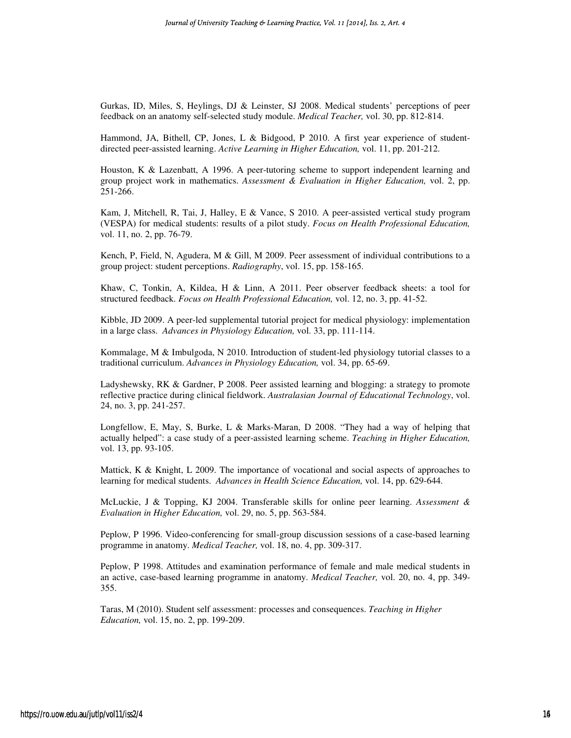Gurkas, ID, Miles, S, Heylings, DJ & Leinster, SJ 2008. Medical students' perceptions of peer feedback on an anatomy self-selected study module. *Medical Teacher,* vol. 30, pp. 812-814.

Hammond, JA, Bithell, CP, Jones, L & Bidgood, P 2010. A first year experience of student-directed peer-assisted learning. *Active Learning in Higher Education,* vol. 11, pp. 201-212.

Houston, K & Lazenbatt, A 1996. A peer-tutoring scheme to support independent learning and group project work in mathematics. *Assessment & Evaluation in Higher Education,* vol. 2, pp. 251-266.

Kam, J, Mitchell, R, Tai, J, Halley, E & Vance, S 2010. A peer-assisted vertical study program (VESPA) for medical students: results of a pilot study. *Focus on Health Professional Education,* vol. 11, no. 2, pp. 76-79.

Kench, P, Field, N, Agudera, M & Gill, M 2009. Peer assessment of individual contributions to a group project: student perceptions. *Radiography*, vol. 15, pp. 158-165.

Khaw, C, Tonkin, A, Kildea, H & Linn, A 2011. Peer observer feedback sheets: a tool for structured feedback. *Focus on Health Professional Education,* vol. 12, no. 3, pp. 41-52.

Kibble, JD 2009. A peer-led supplemental tutorial project for medical physiology: implementation in a large class. *Advances in Physiology Education,* vol. 33, pp. 111-114.

Kommalage, M & Imbulgoda, N 2010. Introduction of student-led physiology tutorial classes to a traditional curriculum. *Advances in Physiology Education,* vol. 34, pp. 65-69.

Ladyshewsky, RK & Gardner, P 2008. Peer assisted learning and blogging: a strategy to promote reflective practice during clinical fieldwork. *Australasian Journal of Educational Technology*, vol. 24, no. 3, pp. 241-257.

Longfellow, E, May, S, Burke, L & Marks-Maran, D 2008. "They had a way of helping that actually helped": a case study of a peer-assisted learning scheme. *Teaching in Higher Education,* vol. 13, pp. 93-105.

Mattick, K & Knight, L 2009. The importance of vocational and social aspects of approaches to learning for medical students. *Advances in Health Science Education,* vol. 14, pp. 629-644.

McLuckie, J & Topping, KJ 2004. Transferable skills for online peer learning. *Assessment & Evaluation in Higher Education,* vol. 29, no. 5, pp. 563-584.

Peplow, P 1996. Video-conferencing for small-group discussion sessions of a case-based learning programme in anatomy. *Medical Teacher,* vol. 18, no. 4, pp. 309-317.

Peplow, P 1998. Attitudes and examination performance of female and male medical students in an active, case-based learning programme in anatomy. *Medical Teacher,* vol. 20, no. 4, pp. 349-355.

Taras, M (2010). Student self assessment: processes and consequences. *Teaching in Higher Education,* vol. 15, no. 2, pp. 199-209.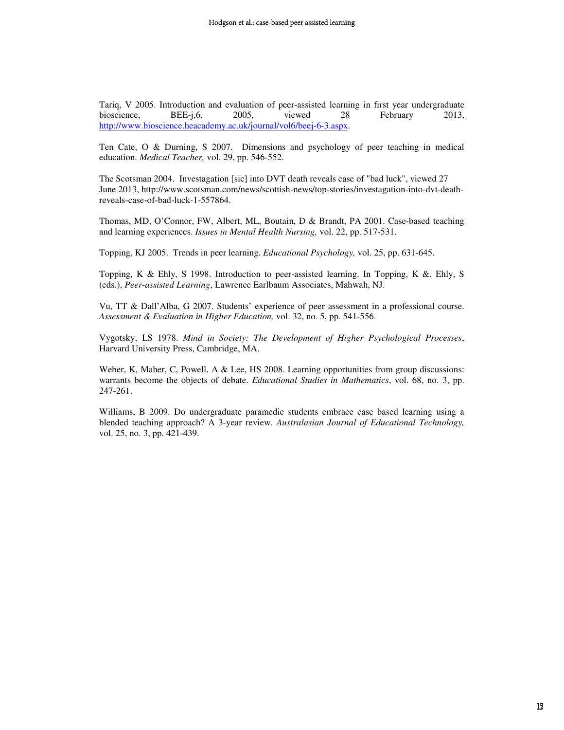Tariq, V 2005. Introduction and evaluation of peer-assisted learning in first year undergraduate bioscience, BEE-j,6, 2005, viewed 28 February 2013, http://www.bioscience.heacademy.ac.uk/journal/vol6/beej-6-3.aspx.

Ten Cate, O & Durning, S 2007. Dimensions and psychology of peer teaching in medical education. *Medical Teacher,* vol. 29, pp. 546-552.

The Scotsman 2004. Investagation [sic] into DVT death reveals case of "bad luck", viewed 27 June 2013, http://www.scotsman.com/news/scottish-news/top-stories/investagation-into-dvt-death-reveals-case-of-bad-luck-1-557864.

Thomas, MD, O'Connor, FW, Albert, ML, Boutain, D & Brandt, PA 2001. Case-based teaching and learning experiences. *Issues in Mental Health Nursing,* vol. 22, pp. 517-531.

Topping, KJ 2005. Trends in peer learning. *Educational Psychology,* vol. 25, pp. 631-645.

Topping, K & Ehly, S 1998. Introduction to peer-assisted learning. In Topping, K &. Ehly, S (eds.), *Peer-assisted Learning*, Lawrence Earlbaum Associates, Mahwah, NJ.

Vu, TT & Dall'Alba, G 2007. Students' experience of peer assessment in a professional course. *Assessment & Evaluation in Higher Education,* vol. 32, no. 5, pp. 541-556.

Vygotsky, LS 1978. *Mind in Society: The Development of Higher Psychological Processes*, Harvard University Press, Cambridge, MA.

Weber, K, Maher, C, Powell, A & Lee, HS 2008. Learning opportunities from group discussions: warrants become the objects of debate. *Educational Studies in Mathematics*, vol. 68, no. 3, pp. 247-261.

Williams, B 2009. Do undergraduate paramedic students embrace case based learning using a blended teaching approach? A 3-year review. *Australasian Journal of Educational Technology,* vol. 25, no. 3, pp. 421-439.